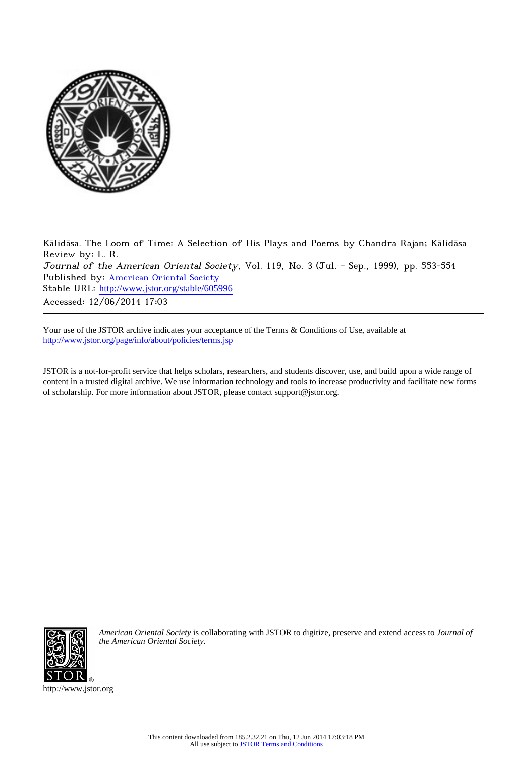Kālidāsa. The Loom of Time: A Selection of His Plays and Poems by Chandra Rajan; Kālidāsa
Review by: L. R.
*Journal of the American Oriental Society*, Vol. 119, No. 3 (Jul. - Sep., 1999), pp. 553-554
Published by: American Oriental Society
Stable URL: http://www.jstor.org/stable/605996
Accessed: 12/06/2014 17:03

Your use of the JSTOR archive indicates your acceptance of the Terms & Conditions of Use, available at
http://www.jstor.org/page/info/about/policies/terms.jsp

JSTOR is a not-for-profit service that helps scholars, researchers, and students discover, use, and build upon a wide range of content in a trusted digital archive. We use information technology and tools to increase productivity and facilitate new forms of scholarship. For more information about JSTOR, please contact support@jstor.org.

*American Oriental Society* is collaborating with JSTOR to digitize, preserve and extend access to *Journal of the American Oriental Society.*

http://www.jstor.org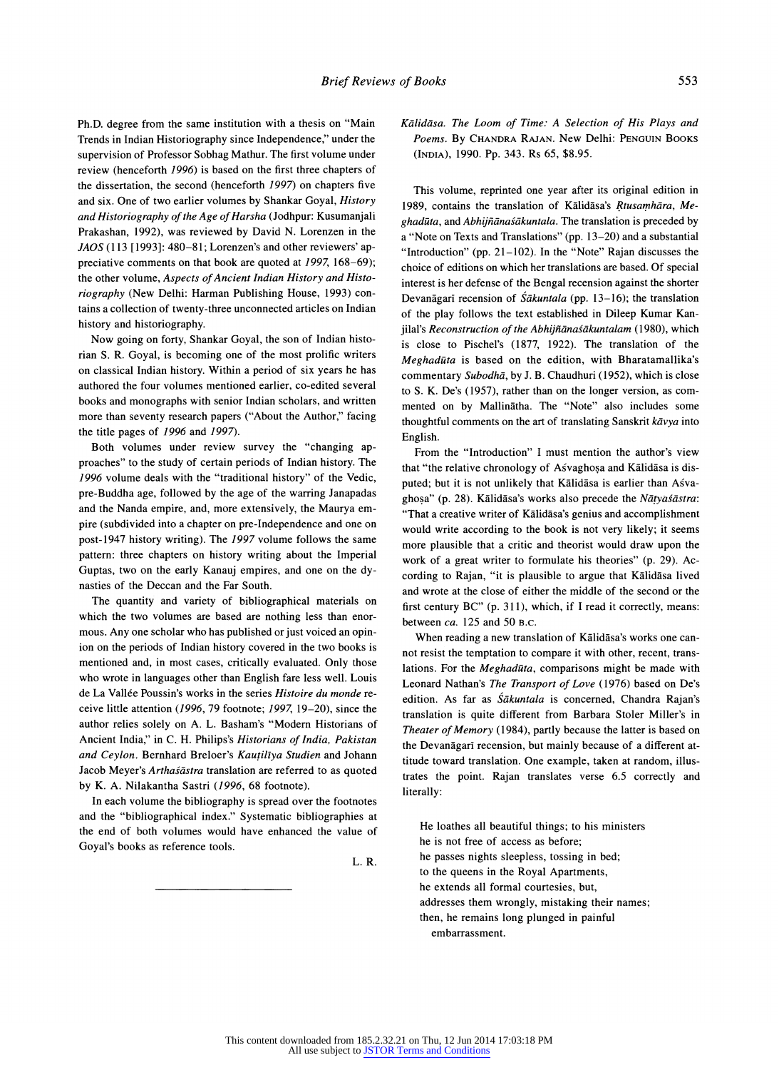Ph.D. degree from the same institution with a thesis on "Main Trends in Indian Historiography since Independence," under the supervision of Professor Sobhag Mathur. The first volume under review (henceforth *1996*) is based on the first three chapters of the dissertation, the second (henceforth *1997*) on chapters five and six. One of two earlier volumes by Shankar Goyal, *History and Historiography of the Age of Harsha* (Jodhpur: Kusumanjali Prakashan, 1992), was reviewed by David N. Lorenzen in the *JAOS* (113 [1993]: 480–81; Lorenzen's and other reviewers' appreciative comments on that book are quoted at *1997*, 168–69); the other volume, *Aspects of Ancient Indian History and Historiography* (New Delhi: Harman Publishing House, 1993) contains a collection of twenty-three unconnected articles on Indian history and historiography.

Now going on forty, Shankar Goyal, the son of Indian historian S. R. Goyal, is becoming one of the most prolific writers on classical Indian history. Within a period of six years he has authored the four volumes mentioned earlier, co-edited several books and monographs with senior Indian scholars, and written more than seventy research papers ("About the Author," facing the title pages of *1996* and *1997*).

Both volumes under review survey the "changing approaches" to the study of certain periods of Indian history. The *1996* volume deals with the "traditional history" of the Vedic, pre-Buddha age, followed by the age of the warring Janapadas and the Nanda empire, and, more extensively, the Maurya empire (subdivided into a chapter on pre-Independence and one on post-1947 history writing). The *1997* volume follows the same pattern: three chapters on history writing about the Imperial Guptas, two on the early Kanauj empires, and one on the dynasties of the Deccan and the Far South.

The quantity and variety of bibliographical materials on which the two volumes are based are nothing less than enormous. Any one scholar who has published or just voiced an opinion on the periods of Indian history covered in the two books is mentioned and, in most cases, critically evaluated. Only those who wrote in languages other than English fare less well. Louis de La Vallée Poussin's works in the series *Histoire du monde* receive little attention (*1996*, 79 footnote; *1997*, 19–20), since the author relies solely on A. L. Basham's "Modern Historians of Ancient India," in C. H. Philips's *Historians of India, Pakistan and Ceylon*. Bernhard Breloer's *Kauṭilīya Studien* and Johann Jacob Meyer's *Arthaśāstra* translation are referred to as quoted by K. A. Nilakantha Sastri (*1996*, 68 footnote).

In each volume the bibliography is spread over the footnotes and the "bibliographical index." Systematic bibliographies at the end of both volumes would have enhanced the value of Goyal's books as reference tools.

L. R.

---

*Kālidāsa. The Loom of Time: A Selection of His Plays and Poems.* By CHANDRA RAJAN. New Delhi: PENGUIN BOOKS (INDIA), 1990. Pp. 343. Rs 65, $8.95.

This volume, reprinted one year after its original edition in 1989, contains the translation of Kālidāsa's *Ṛtusaṃhāra*, *Meghadūta*, and *Abhijñānaśākuntala*. The translation is preceded by a "Note on Texts and Translations" (pp. 13–20) and a substantial "Introduction" (pp. 21–102). In the "Note" Rajan discusses the choice of editions on which her translations are based. Of special interest is her defense of the Bengal recension against the shorter Devanāgarī recension of *Śākuntala* (pp. 13–16); the translation of the play follows the text established in Dileep Kumar Kanjilal's *Reconstruction of the Abhijñānaśākuntalam* (1980), which is close to Pischel's (1877, 1922). The translation of the *Meghadūta* is based on the edition, with Bharatamallika's commentary *Subodhā*, by J. B. Chaudhuri (1952), which is close to S. K. De's (1957), rather than on the longer version, as commented on by Mallinātha. The "Note" also includes some thoughtful comments on the art of translating Sanskrit *kāvya* into English.

From the "Introduction" I must mention the author's view that "the relative chronology of Aśvaghoṣa and Kālidāsa is disputed; but it is not unlikely that Kālidāsa is earlier than Aśvaghoṣa" (p. 28). Kālidāsa's works also precede the *Nāṭyaśāstra*: "That a creative writer of Kālidāsa's genius and accomplishment would write according to the book is not very likely; it seems more plausible that a critic and theorist would draw upon the work of a great writer to formulate his theories" (p. 29). According to Rajan, "it is plausible to argue that Kālidāsa lived and wrote at the close of either the middle of the second or the first century BC" (p. 311), which, if I read it correctly, means: between *ca.* 125 and 50 B.C.

When reading a new translation of Kālidāsa's works one cannot resist the temptation to compare it with other, recent, translations. For the *Meghadūta*, comparisons might be made with Leonard Nathan's *The Transport of Love* (1976) based on De's edition. As far as *Śākuntala* is concerned, Chandra Rajan's translation is quite different from Barbara Stoler Miller's in *Theater of Memory* (1984), partly because the latter is based on the Devanāgarī recension, but mainly because of a different attitude toward translation. One example, taken at random, illustrates the point. Rajan translates verse 6.5 correctly and literally:

> He loathes all beautiful things; to his ministers
> he is not free of access as before;
> he passes nights sleepless, tossing in bed;
> to the queens in the Royal Apartments,
> he extends all formal courtesies, but,
> addresses them wrongly, mistaking their names;
> then, he remains long plunged in painful
> embarrassment.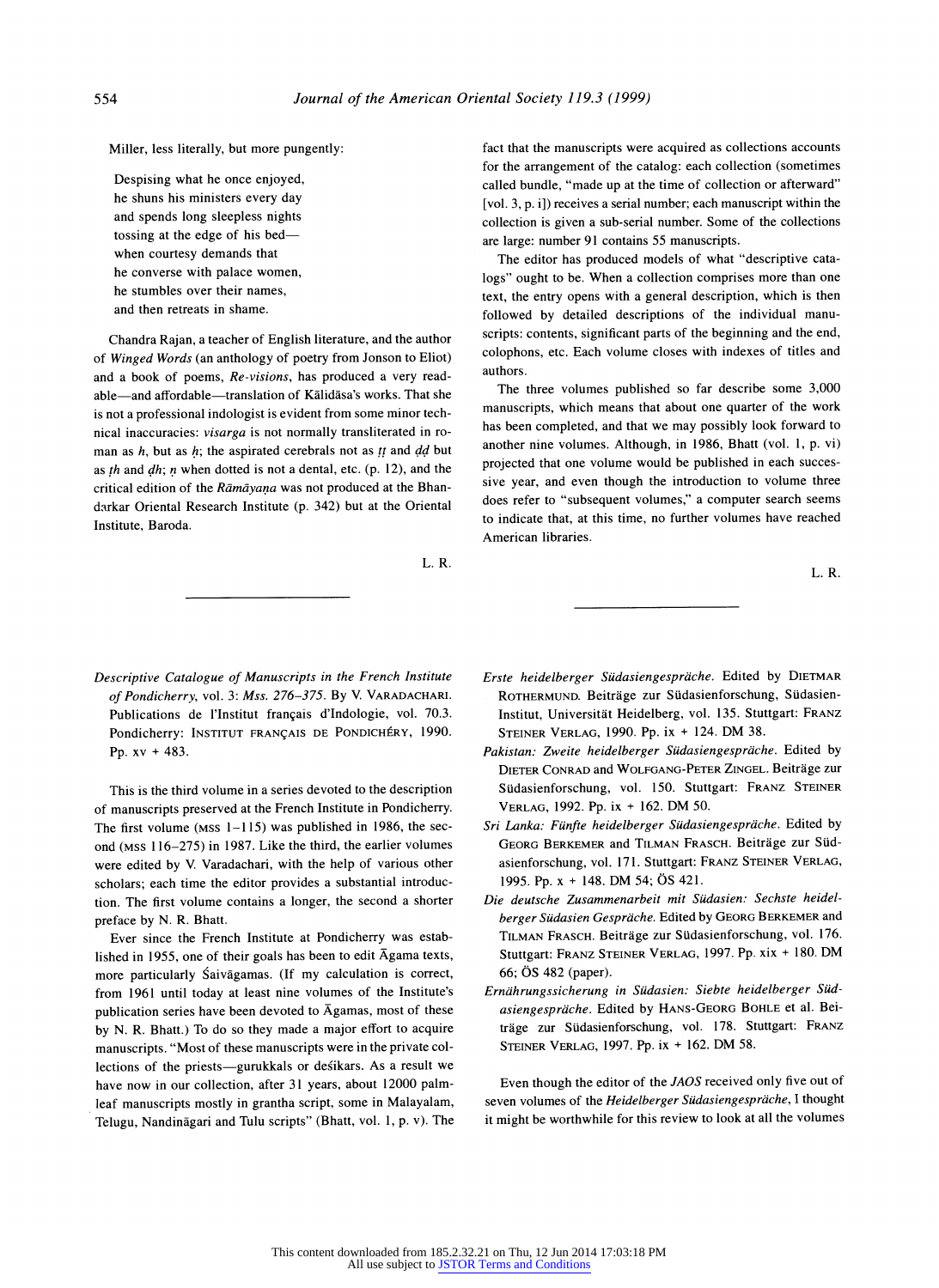Miller, less literally, but more pungently:

> Despising what he once enjoyed,
> he shuns his ministers every day
> and spends long sleepless nights
> tossing at the edge of his bed—
> when courtesy demands that
> he converse with palace women,
> he stumbles over their names,
> and then retreats in shame.

Chandra Rajan, a teacher of English literature, and the author of *Winged Words* (an anthology of poetry from Jonson to Eliot) and a book of poems, *Re-visions*, has produced a very readable—and affordable—translation of Kālidāsa's works. That she is not a professional indologist is evident from some minor technical inaccuracies: *visarga* is not normally transliterated in roman as *h*, but as *ḥ*; the aspirated cerebrals not as *ṭṭ* and *ḍḍ* but as *ṭh* and *ḍh*; *ṇ* when dotted is not a dental, etc. (p. 12), and the critical edition of the *Rāmāyaṇa* was not produced at the Bhandarkar Oriental Research Institute (p. 342) but at the Oriental Institute, Baroda.

L. R.

---

*Descriptive Catalogue of Manuscripts in the French Institute of Pondicherry*, vol. 3: *Mss. 276–375.* By V. Varadachari. Publications de l'Institut français d'Indologie, vol. 70.3. Pondichéry: Institut français de Pondichéry, 1990. Pp. xv + 483.

This is the third volume in a series devoted to the description of manuscripts preserved at the French Institute in Pondicherry. The first volume (mss 1–115) was published in 1986, the second (mss 116–275) in 1987. Like the third, the earlier volumes were edited by V. Varadachari, with the help of various other scholars; each time the editor provides a substantial introduction. The first volume contains a longer, the second a shorter preface by N. R. Bhatt.

Ever since the French Institute at Pondicherry was established in 1955, one of their goals has been to edit Āgama texts, more particularly Śaivāgamas. (If my calculation is correct, from 1961 until today at least nine volumes of the Institute's publication series have been devoted to Āgamas, most of these by N. R. Bhatt.) To do so they made a major effort to acquire manuscripts. "Most of these manuscripts were in the private collections of the priests—gurukkals or deśikars. As a result we have now in our collection, after 31 years, about 12000 palm-leaf manuscripts mostly in grantha script, some in Malayalam, Telugu, Nandināgari and Tulu scripts" (Bhatt, vol. 1, p. v). The fact that the manuscripts were acquired as collections accounts for the arrangement of the catalog: each collection (sometimes called bundle, "made up at the time of collection or afterward" [vol. 3, p. i]) receives a serial number; each manuscript within the collection is given a sub-serial number. Some of the collections are large: number 91 contains 55 manuscripts.

The editor has produced models of what "descriptive catalogs" ought to be. When a collection comprises more than one text, the entry opens with a general description, which is then followed by detailed descriptions of the individual manuscripts: contents, significant parts of the beginning and the end, colophons, etc. Each volume closes with indexes of titles and authors.

The three volumes published so far describe some 3,000 manuscripts, which means that about one quarter of the work has been completed, and that we may possibly look forward to another nine volumes. Although, in 1986, Bhatt (vol. 1, p. vi) projected that one volume would be published in each successive year, and even though the introduction to volume three does refer to "subsequent volumes," a computer search seems to indicate that, at this time, no further volumes have reached American libraries.

L. R.

---

*Erste heidelberger Südasiengespräche.* Edited by Dietmar Rothermund. Beiträge zur Südasienforschung, Südasien-Institut, Universität Heidelberg, vol. 135. Stuttgart: Franz Steiner Verlag, 1990. Pp. ix + 124. DM 38.

*Pakistan: Zweite heidelberger Südasiengespräche.* Edited by Dieter Conrad and Wolfgang-Peter Zingel. Beiträge zur Südasienforschung, vol. 150. Stuttgart: Franz Steiner Verlag, 1992. Pp. ix + 162. DM 50.

*Sri Lanka: Fünfte heidelberger Südasiengespräche.* Edited by Georg Berkemer and Tilman Frasch. Beiträge zur Südasienforschung, vol. 171. Stuttgart: Franz Steiner Verlag, 1995. Pp. x + 148. DM 54; ÖS 421.

*Die deutsche Zusammenarbeit mit Südasien: Sechste heidelberger Südasien Gespräche.* Edited by Georg Berkemer and Tilman Frasch. Beiträge zur Südasienforschung, vol. 176. Stuttgart: Franz Steiner Verlag, 1997. Pp. xix + 180. DM 66; ÖS 482 (paper).

*Ernährungssicherung in Südasien: Siebte heidelberger Südasiengespräche.* Edited by Hans-Georg Bohle et al. Beiträge zur Südasienforschung, vol. 178. Stuttgart: Franz Steiner Verlag, 1997. Pp. ix + 162. DM 58.

Even though the editor of the *JAOS* received only five out of seven volumes of the *Heidelberger Südasiengespräche*, I thought it might be worthwhile for this review to look at all the volumes